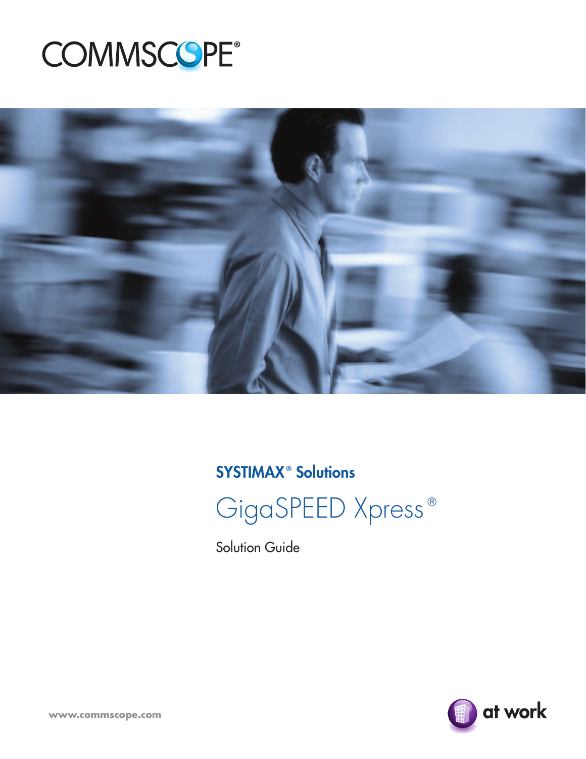COMMSCOPE®

## SYSTIMAX® Solutions

# GigaSPEED Xpress®

Solution Guide

www.commscope.com

at work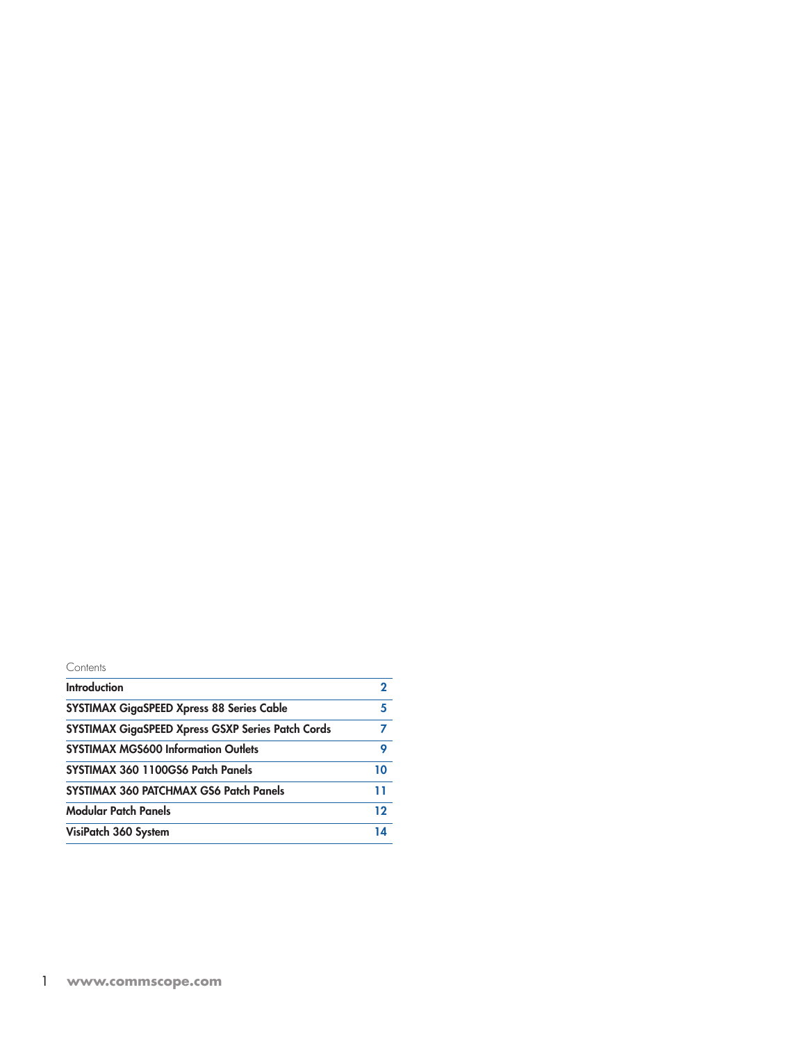Contents

| | |
|---|---|
| **Introduction** | **2** |
| **SYSTIMAX GigaSPEED Xpress 88 Series Cable** | **5** |
| **SYSTIMAX GigaSPEED Xpress GSXP Series Patch Cords** | **7** |
| **SYSTIMAX MGS600 Information Outlets** | **9** |
| **SYSTIMAX 360 1100GS6 Patch Panels** | **10** |
| **SYSTIMAX 360 PATCHMAX GS6 Patch Panels** | **11** |
| **Modular Patch Panels** | **12** |
| **VisiPatch 360 System** | **14** |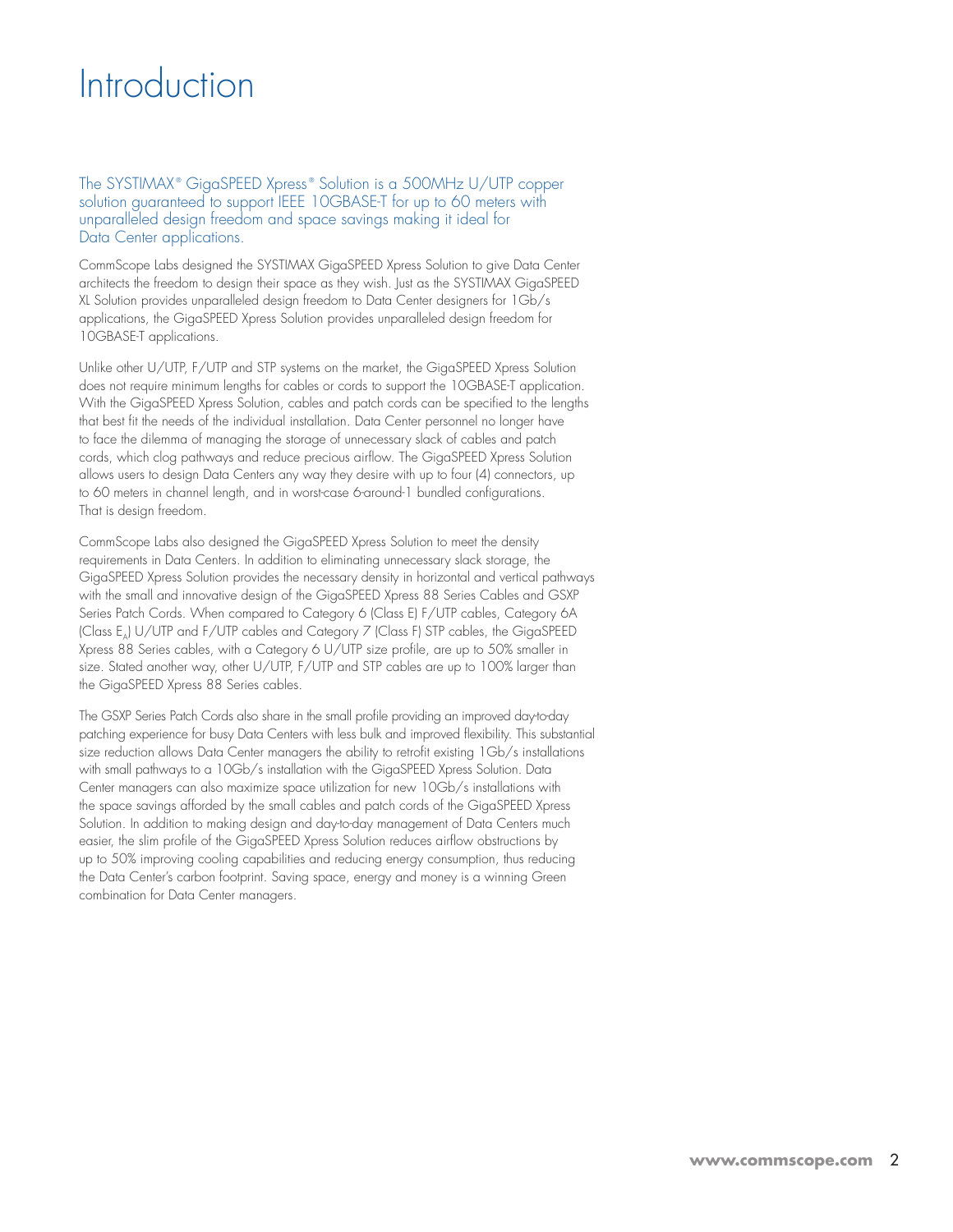# Introduction

The SYSTIMAX® GigaSPEED Xpress® Solution is a 500MHz U/UTP copper solution guaranteed to support IEEE 10GBASE-T for up to 60 meters with unparalleled design freedom and space savings making it ideal for Data Center applications.

CommScope Labs designed the SYSTIMAX GigaSPEED Xpress Solution to give Data Center architects the freedom to design their space as they wish. Just as the SYSTIMAX GigaSPEED XL Solution provides unparalleled design freedom to Data Center designers for 1Gb/s applications, the GigaSPEED Xpress Solution provides unparalleled design freedom for 10GBASE-T applications.

Unlike other U/UTP, F/UTP and STP systems on the market, the GigaSPEED Xpress Solution does not require minimum lengths for cables or cords to support the 10GBASE-T application. With the GigaSPEED Xpress Solution, cables and patch cords can be specified to the lengths that best fit the needs of the individual installation. Data Center personnel no longer have to face the dilemma of managing the storage of unnecessary slack of cables and patch cords, which clog pathways and reduce precious airflow. The GigaSPEED Xpress Solution allows users to design Data Centers any way they desire with up to four (4) connectors, up to 60 meters in channel length, and in worst-case 6-around-1 bundled configurations. That is design freedom.

CommScope Labs also designed the GigaSPEED Xpress Solution to meet the density requirements in Data Centers. In addition to eliminating unnecessary slack storage, the GigaSPEED Xpress Solution provides the necessary density in horizontal and vertical pathways with the small and innovative design of the GigaSPEED Xpress 88 Series Cables and GSXP Series Patch Cords. When compared to Category 6 (Class E) F/UTP cables, Category 6A (Class $E_A$) U/UTP and F/UTP cables and Category 7 (Class F) STP cables, the GigaSPEED Xpress 88 Series cables, with a Category 6 U/UTP size profile, are up to 50% smaller in size. Stated another way, other U/UTP, F/UTP and STP cables are up to 100% larger than the GigaSPEED Xpress 88 Series cables.

The GSXP Series Patch Cords also share in the small profile providing an improved day-to-day patching experience for busy Data Centers with less bulk and improved flexibility. This substantial size reduction allows Data Center managers the ability to retrofit existing 1Gb/s installations with small pathways to a 10Gb/s installation with the GigaSPEED Xpress Solution. Data Center managers can also maximize space utilization for new 10Gb/s installations with the space savings afforded by the small cables and patch cords of the GigaSPEED Xpress Solution. In addition to making design and day-to-day management of Data Centers much easier, the slim profile of the GigaSPEED Xpress Solution reduces airflow obstructions by up to 50% improving cooling capabilities and reducing energy consumption, thus reducing the Data Center's carbon footprint. Saving space, energy and money is a winning Green combination for Data Center managers.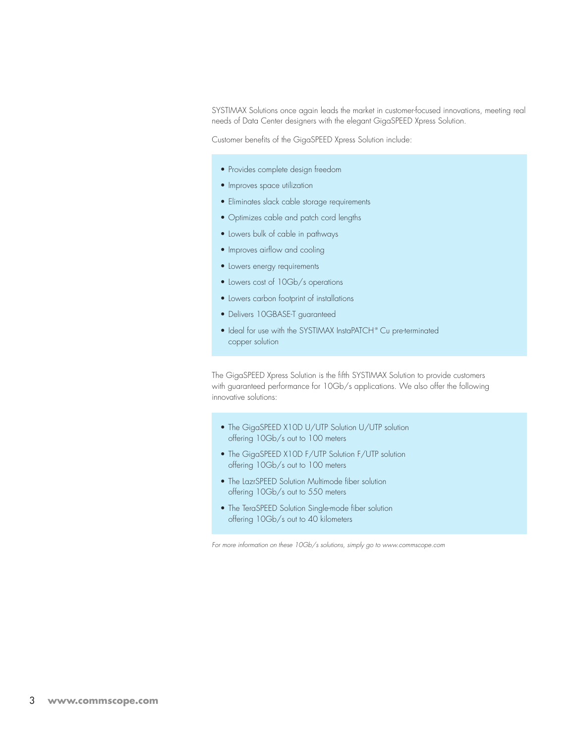SYSTIMAX Solutions once again leads the market in customer-focused innovations, meeting real needs of Data Center designers with the elegant GigaSPEED Xpress Solution.

Customer benefits of the GigaSPEED Xpress Solution include:

- Provides complete design freedom
- Improves space utilization
- Eliminates slack cable storage requirements
- Optimizes cable and patch cord lengths
- Lowers bulk of cable in pathways
- Improves airflow and cooling
- Lowers energy requirements
- Lowers cost of 10Gb/s operations
- Lowers carbon footprint of installations
- Delivers 10GBASE-T guaranteed
- Ideal for use with the SYSTIMAX InstaPATCH® Cu pre-terminated copper solution

The GigaSPEED Xpress Solution is the fifth SYSTIMAX Solution to provide customers with guaranteed performance for 10Gb/s applications. We also offer the following innovative solutions:

- The GigaSPEED X10D U/UTP Solution U/UTP solution offering 10Gb/s out to 100 meters
- The GigaSPEED X10D F/UTP Solution F/UTP solution offering 10Gb/s out to 100 meters
- The LazrSPEED Solution Multimode fiber solution offering 10Gb/s out to 550 meters
- The TeraSPEED Solution Single-mode fiber solution offering 10Gb/s out to 40 kilometers

*For more information on these 10Gb/s solutions, simply go to www.commscope.com*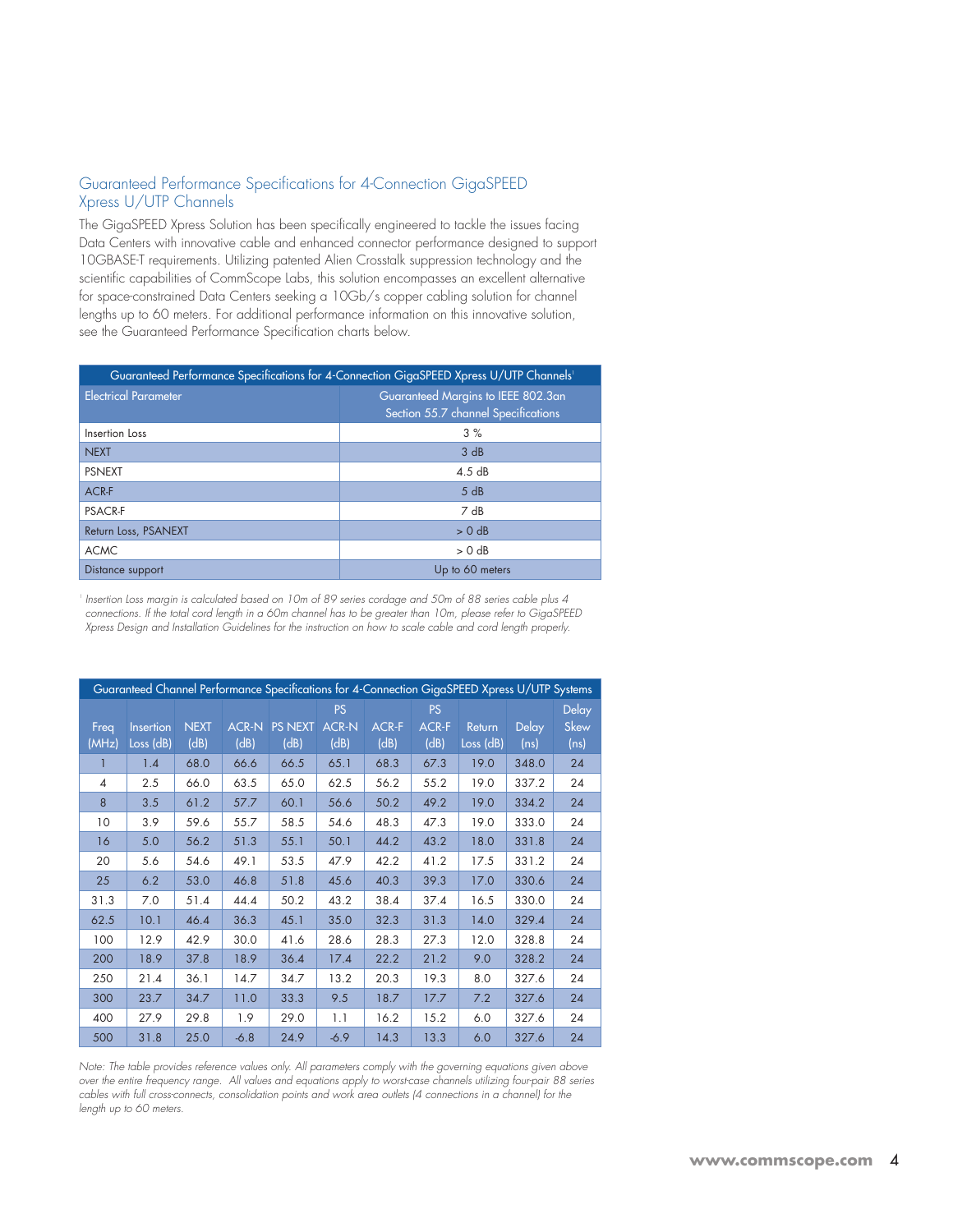## Guaranteed Performance Specifications for 4-Connection GigaSPEED Xpress U/UTP Channels

The GigaSPEED Xpress Solution has been specifically engineered to tackle the issues facing Data Centers with innovative cable and enhanced connector performance designed to support 10GBASE-T requirements. Utilizing patented Alien Crosstalk suppression technology and the scientific capabilities of CommScope Labs, this solution encompasses an excellent alternative for space-constrained Data Centers seeking a 10Gb/s copper cabling solution for channel lengths up to 60 meters. For additional performance information on this innovative solution, see the Guaranteed Performance Specification charts below.

| Guaranteed Performance Specifications for 4-Connection GigaSPEED Xpress U/UTP Channels[1] | |
|---|---|
| **Electrical Parameter** | **Guaranteed Margins to IEEE 802.3an Section 55.7 channel Specifications** |
| Insertion Loss | 3 % |
| NEXT | 3 dB |
| PSNEXT | 4.5 dB |
| ACR-F | 5 dB |
| PSACR-F | 7 dB |
| Return Loss, PSANEXT | > 0 dB |
| ACMC | > 0 dB |
| Distance support | Up to 60 meters |

[1] *Insertion Loss margin is calculated based on 10m of 89 series cordage and 50m of 88 series cable plus 4 connections. If the total cord length in a 60m channel has to be greater than 10m, please refer to GigaSPEED Xpress Design and Installation Guidelines for the instruction on how to scale cable and cord length properly.*

| Freq (MHz) | Insertion Loss (dB) | NEXT (dB) | ACR-N (dB) | PS NEXT (dB) | PS ACR-N (dB) | ACR-F (dB) | PS ACR-F (dB) | Return Loss (dB) | Delay (ns) | Delay Skew (ns) |
|---|---|---|---|---|---|---|---|---|---|---|
| 1 | 1.4 | 68.0 | 66.6 | 66.5 | 65.1 | 68.3 | 67.3 | 19.0 | 348.0 | 24 |
| 4 | 2.5 | 66.0 | 63.5 | 65.0 | 62.5 | 56.2 | 55.2 | 19.0 | 337.2 | 24 |
| 8 | 3.5 | 61.2 | 57.7 | 60.1 | 56.6 | 50.2 | 49.2 | 19.0 | 334.2 | 24 |
| 10 | 3.9 | 59.6 | 55.7 | 58.5 | 54.6 | 48.3 | 47.3 | 19.0 | 333.0 | 24 |
| 16 | 5.0 | 56.2 | 51.3 | 55.1 | 50.1 | 44.2 | 43.2 | 18.0 | 331.8 | 24 |
| 20 | 5.6 | 54.6 | 49.1 | 53.5 | 47.9 | 42.2 | 41.2 | 17.5 | 331.2 | 24 |
| 25 | 6.2 | 53.0 | 46.8 | 51.8 | 45.6 | 40.3 | 39.3 | 17.0 | 330.6 | 24 |
| 31.3 | 7.0 | 51.4 | 44.4 | 50.2 | 43.2 | 38.4 | 37.4 | 16.5 | 330.0 | 24 |
| 62.5 | 10.1 | 46.4 | 36.3 | 45.1 | 35.0 | 32.3 | 31.3 | 14.0 | 329.4 | 24 |
| 100 | 12.9 | 42.9 | 30.0 | 41.6 | 28.6 | 28.3 | 27.3 | 12.0 | 328.8 | 24 |
| 200 | 18.9 | 37.8 | 18.9 | 36.4 | 17.4 | 22.2 | 21.2 | 9.0 | 328.2 | 24 |
| 250 | 21.4 | 36.1 | 14.7 | 34.7 | 13.2 | 20.3 | 19.3 | 8.0 | 327.6 | 24 |
| 300 | 23.7 | 34.7 | 11.0 | 33.3 | 9.5 | 18.7 | 17.7 | 7.2 | 327.6 | 24 |
| 400 | 27.9 | 29.8 | 1.9 | 29.0 | 1.1 | 16.2 | 15.2 | 6.0 | 327.6 | 24 |
| 500 | 31.8 | 25.0 | -6.8 | 24.9 | -6.9 | 14.3 | 13.3 | 6.0 | 327.6 | 24 |

*Guaranteed Channel Performance Specifications for 4-Connection GigaSPEED Xpress U/UTP Systems*

*Note: The table provides reference values only. All parameters comply with the governing equations given above over the entire frequency range. All values and equations apply to worst-case channels utilizing four-pair 88 series cables with full cross-connects, consolidation points and work area outlets (4 connections in a channel) for the length up to 60 meters.*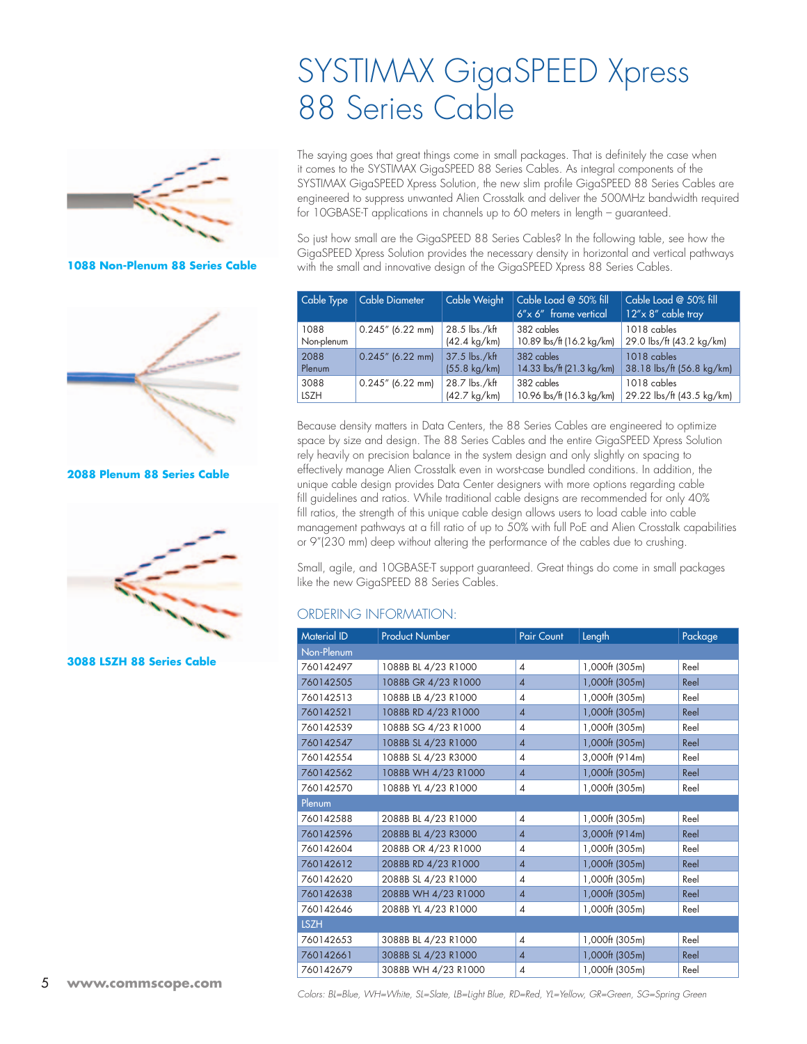# SYSTIMAX GigaSPEED Xpress 88 Series Cable

**1088 Non-Plenum 88 Series Cable**

**2088 Plenum 88 Series Cable**

**3088 LSZH 88 Series Cable**

The saying goes that great things come in small packages. That is definitely the case when it comes to the SYSTIMAX GigaSPEED 88 Series Cables. As integral components of the SYSTIMAX GigaSPEED Xpress Solution, the new slim profile GigaSPEED 88 Series Cables are engineered to suppress unwanted Alien Crosstalk and deliver the 500MHz bandwidth required for 10GBASE-T applications in channels up to 60 meters in length – guaranteed.

So just how small are the GigaSPEED 88 Series Cables? In the following table, see how the GigaSPEED Xpress Solution provides the necessary density in horizontal and vertical pathways with the small and innovative design of the GigaSPEED Xpress 88 Series Cables.

| Cable Type | Cable Diameter | Cable Weight | Cable Load @ 50% fill 6"x 6" frame vertical | Cable Load @ 50% fill 12"x 8" cable tray |
|---|---|---|---|---|
| 1088 Non-plenum | 0.245" (6.22 mm) | 28.5 lbs./kft (42.4 kg/km) | 382 cables 10.89 lbs/ft (16.2 kg/km) | 1018 cables 29.0 lbs/ft (43.2 kg/km) |
| 2088 Plenum | 0.245" (6.22 mm) | 37.5 lbs./kft (55.8 kg/km) | 382 cables 14.33 lbs/ft (21.3 kg/km) | 1018 cables 38.18 lbs/ft (56.8 kg/km) |
| 3088 LSZH | 0.245" (6.22 mm) | 28.7 lbs./kft (42.7 kg/km) | 382 cables 10.96 lbs/ft (16.3 kg/km) | 1018 cables 29.22 lbs/ft (43.5 kg/km) |

Because density matters in Data Centers, the 88 Series Cables are engineered to optimize space by size and design. The 88 Series Cables and the entire GigaSPEED Xpress Solution rely heavily on precision balance in the system design and only slightly on spacing to effectively manage Alien Crosstalk even in worst-case bundled conditions. In addition, the unique cable design provides Data Center designers with more options regarding cable fill guidelines and ratios. While traditional cable designs are recommended for only 40% fill ratios, the strength of this unique cable design allows users to load cable into cable management pathways at a fill ratio of up to 50% with full PoE and Alien Crosstalk capabilities or 9"(230 mm) deep without altering the performance of the cables due to crushing.

Small, agile, and 10GBASE-T support guaranteed. Great things do come in small packages like the new GigaSPEED 88 Series Cables.

## ORDERING INFORMATION:

| Material ID | Product Number | Pair Count | Length | Package |
|---|---|---|---|---|
| Non-Plenum | | | | |
| 760142497 | 1088B BL 4/23 R1000 | 4 | 1,000ft (305m) | Reel |
| 760142505 | 1088B GR 4/23 R1000 | 4 | 1,000ft (305m) | Reel |
| 760142513 | 1088B LB 4/23 R1000 | 4 | 1,000ft (305m) | Reel |
| 760142521 | 1088B RD 4/23 R1000 | 4 | 1,000ft (305m) | Reel |
| 760142539 | 1088B SG 4/23 R1000 | 4 | 1,000ft (305m) | Reel |
| 760142547 | 1088B SL 4/23 R1000 | 4 | 1,000ft (305m) | Reel |
| 760142554 | 1088B SL 4/23 R3000 | 4 | 3,000ft (914m) | Reel |
| 760142562 | 1088B WH 4/23 R1000 | 4 | 1,000ft (305m) | Reel |
| 760142570 | 1088B YL 4/23 R1000 | 4 | 1,000ft (305m) | Reel |
| Plenum | | | | |
| 760142588 | 2088B BL 4/23 R1000 | 4 | 1,000ft (305m) | Reel |
| 760142596 | 2088B BL 4/23 R3000 | 4 | 3,000ft (914m) | Reel |
| 760142604 | 2088B OR 4/23 R1000 | 4 | 1,000ft (305m) | Reel |
| 760142612 | 2088B RD 4/23 R1000 | 4 | 1,000ft (305m) | Reel |
| 760142620 | 2088B SL 4/23 R1000 | 4 | 1,000ft (305m) | Reel |
| 760142638 | 2088B WH 4/23 R1000 | 4 | 1,000ft (305m) | Reel |
| 760142646 | 2088B YL 4/23 R1000 | 4 | 1,000ft (305m) | Reel |
| LSZH | | | | |
| 760142653 | 3088B BL 4/23 R1000 | 4 | 1,000ft (305m) | Reel |
| 760142661 | 3088B SL 4/23 R1000 | 4 | 1,000ft (305m) | Reel |
| 760142679 | 3088B WH 4/23 R1000 | 4 | 1,000ft (305m) | Reel |

*Colors: BL=Blue, WH=White, SL=Slate, LB=Light Blue, RD=Red, YL=Yellow, GR=Green, SG=Spring Green*

www.commscope.com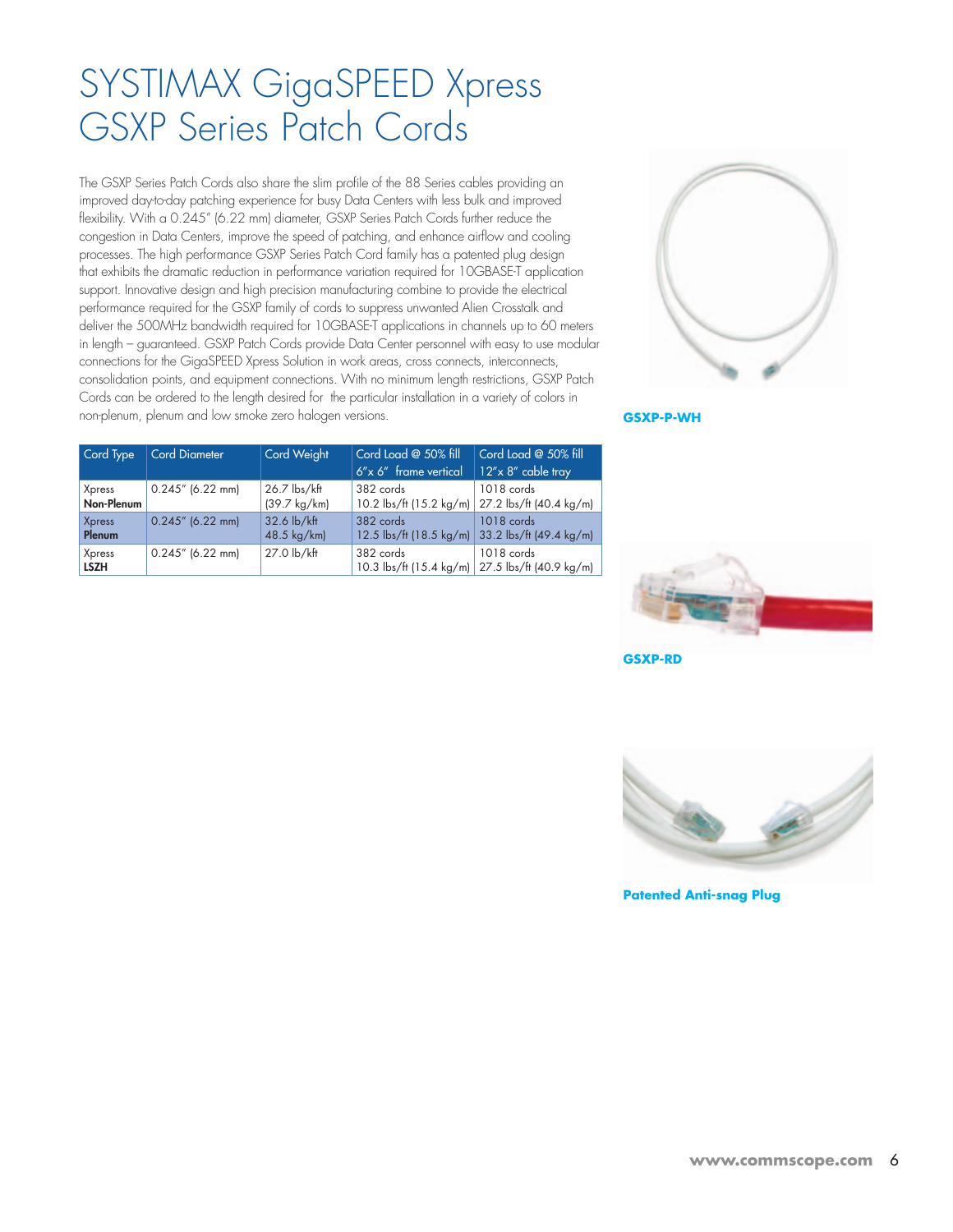# SYSTIMAX GigaSPEED Xpress GSXP Series Patch Cords

The GSXP Series Patch Cords also share the slim profile of the 88 Series cables providing an improved day-to-day patching experience for busy Data Centers with less bulk and improved flexibility. With a 0.245" (6.22 mm) diameter, GSXP Series Patch Cords further reduce the congestion in Data Centers, improve the speed of patching, and enhance airflow and cooling processes. The high performance GSXP Series Patch Cord family has a patented plug design that exhibits the dramatic reduction in performance variation required for 10GBASE-T application support. Innovative design and high precision manufacturing combine to provide the electrical performance required for the GSXP family of cords to suppress unwanted Alien Crosstalk and deliver the 500MHz bandwidth required for 10GBASE-T applications in channels up to 60 meters in length – guaranteed. GSXP Patch Cords provide Data Center personnel with easy to use modular connections for the GigaSPEED Xpress Solution in work areas, cross connects, interconnects, consolidation points, and equipment connections. With no minimum length restrictions, GSXP Patch Cords can be ordered to the length desired for the particular installation in a variety of colors in non-plenum, plenum and low smoke zero halogen versions.

| Cord Type | Cord Diameter | Cord Weight | Cord Load @ 50% fill 6"x 6" frame vertical | Cord Load @ 50% fill 12"x 8" cable tray |
|---|---|---|---|---|
| Xpress **Non-Plenum** | 0.245" (6.22 mm) | 26.7 lbs/kft (39.7 kg/km) | 382 cords 10.2 lbs/ft (15.2 kg/m) | 1018 cords 27.2 lbs/ft (40.4 kg/m) |
| Xpress **Plenum** | 0.245" (6.22 mm) | 32.6 lb/kft 48.5 kg/km) | 382 cords 12.5 lbs/ft (18.5 kg/m) | 1018 cords 33.2 lbs/ft (49.4 kg/m) |
| Xpress **LSZH** | 0.245" (6.22 mm) | 27.0 lb/kft | 382 cords 10.3 lbs/ft (15.4 kg/m) | 1018 cords 27.5 lbs/ft (40.9 kg/m) |

**GSXP-P-WH**

**GSXP-RD**

**Patented Anti-snag Plug**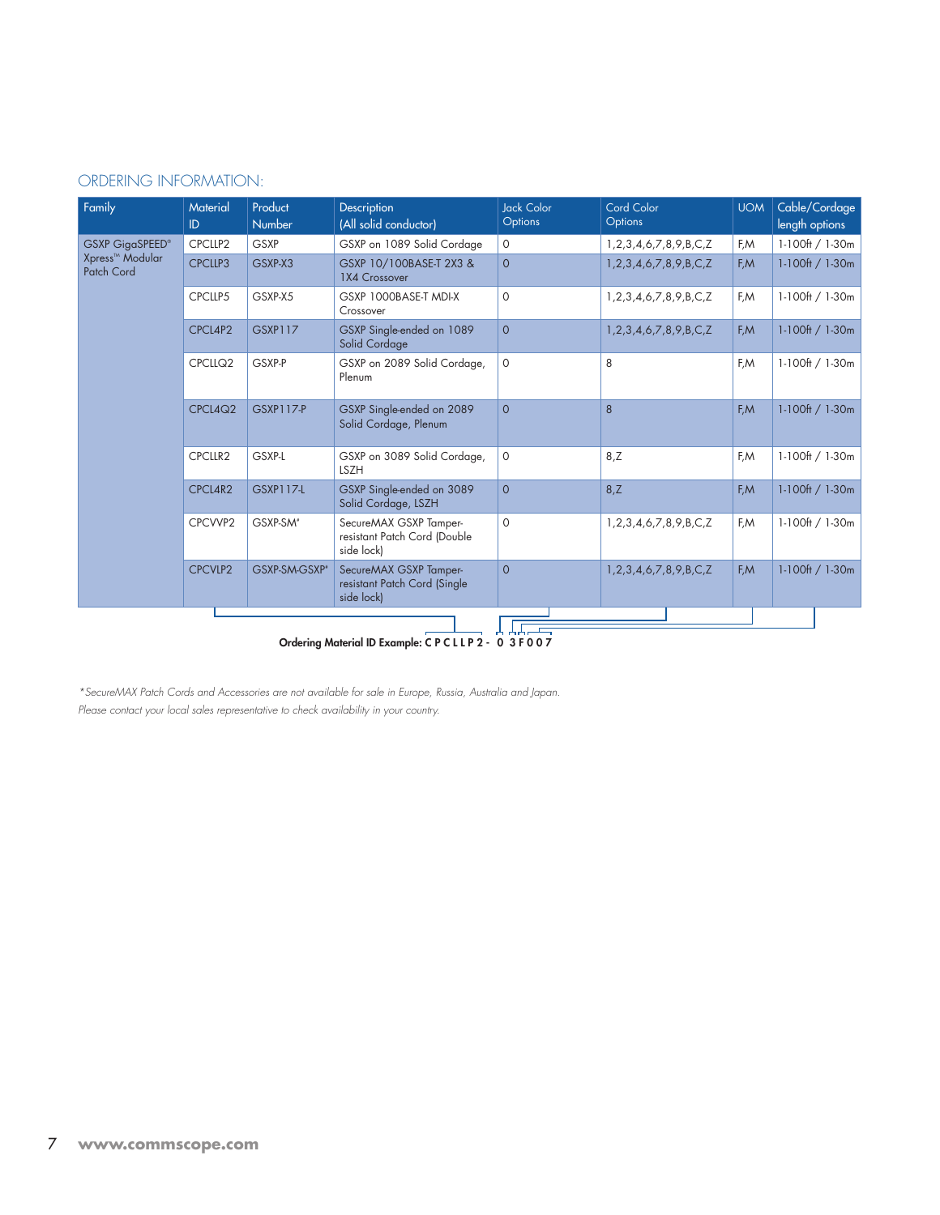## ORDERING INFORMATION:

| Family | Material ID | Product Number | Description (All solid conductor) | Jack Color Options | Cord Color Options | UOM | Cable/Cordage length options |
|---|---|---|---|---|---|---|---|
| GSXP GigaSPEED® Xpress™ Modular Patch Cord | CPCLLP2 | GSXP | GSXP on 1089 Solid Cordage | 0 | 1,2,3,4,6,7,8,9,B,C,Z | F,M | 1-100ft / 1-30m |
| | CPCLLP3 | GSXP-X3 | GSXP 10/100BASE-T 2X3 & 1X4 Crossover | 0 | 1,2,3,4,6,7,8,9,B,C,Z | F,M | 1-100ft / 1-30m |
| | CPCLLP5 | GSXP-X5 | GSXP 1000BASE-T MDI-X Crossover | 0 | 1,2,3,4,6,7,8,9,B,C,Z | F,M | 1-100ft / 1-30m |
| | CPCL4P2 | GSXP117 | GSXP Single-ended on 1089 Solid Cordage | 0 | 1,2,3,4,6,7,8,9,B,C,Z | F,M | 1-100ft / 1-30m |
| | CPCLLQ2 | GSXP-P | GSXP on 2089 Solid Cordage, Plenum | 0 | 8 | F,M | 1-100ft / 1-30m |
| | CPCL4Q2 | GSXP117-P | GSXP Single-ended on 2089 Solid Cordage, Plenum | 0 | 8 | F,M | 1-100ft / 1-30m |
| | CPCLLR2 | GSXP-L | GSXP on 3089 Solid Cordage, LSZH | 0 | 8,Z | F,M | 1-100ft / 1-30m |
| | CPCL4R2 | GSXP117-L | GSXP Single-ended on 3089 Solid Cordage, LSZH | 0 | 8,Z | F,M | 1-100ft / 1-30m |
| | CPCVVP2 | GSXP-SM* | SecureMAX GSXP Tamper-resistant Patch Cord (Double side lock) | 0 | 1,2,3,4,6,7,8,9,B,C,Z | F,M | 1-100ft / 1-30m |
| | CPCVLP2 | GSXP-SM-GSXP* | SecureMAX GSXP Tamper-resistant Patch Cord (Single side lock) | 0 | 1,2,3,4,6,7,8,9,B,C,Z | F,M | 1-100ft / 1-30m |

**Ordering Material ID Example: C P C L L P 2 - 0 3 F 0 0 7**

*\*SecureMAX Patch Cords and Accessories are not available for sale in Europe, Russia, Australia and Japan.*
*Please contact your local sales representative to check availability in your country.*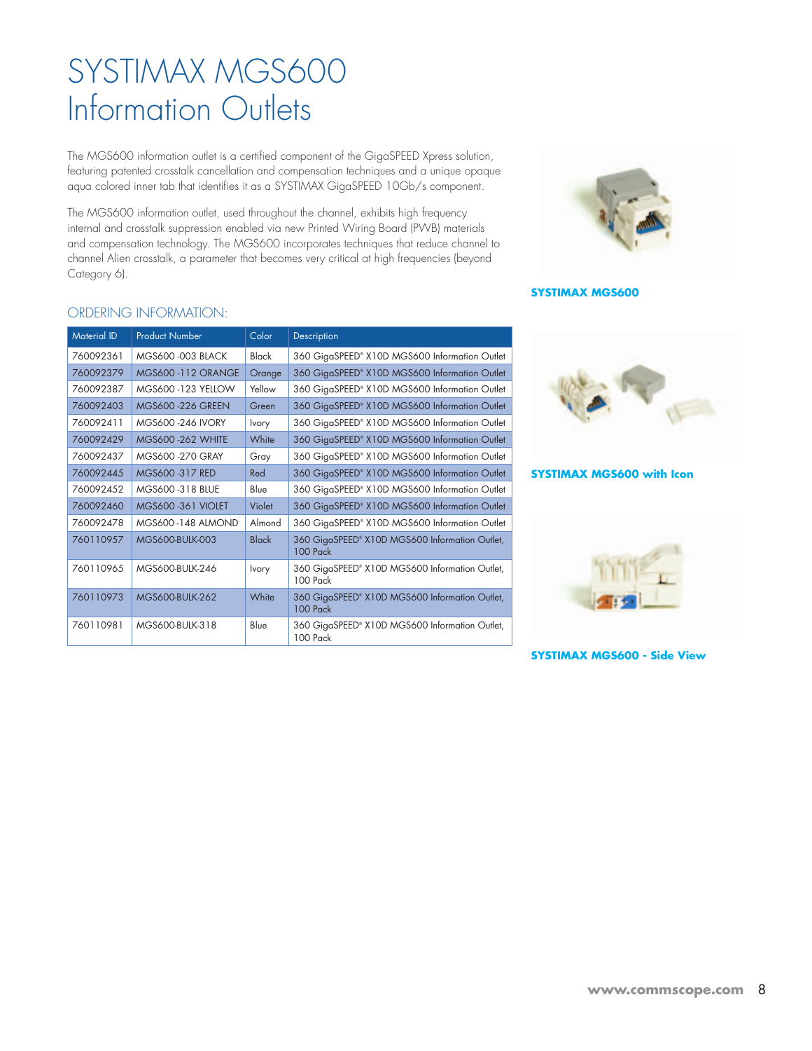# SYSTIMAX MGS600 Information Outlets

The MGS600 information outlet is a certified component of the GigaSPEED Xpress solution, featuring patented crosstalk cancellation and compensation techniques and a unique opaque aqua colored inner tab that identifies it as a SYSTIMAX GigaSPEED 10Gb/s component.

The MGS600 information outlet, used throughout the channel, exhibits high frequency internal and crosstalk suppression enabled via new Printed Wiring Board (PWB) materials and compensation technology. The MGS600 incorporates techniques that reduce channel to channel Alien crosstalk, a parameter that becomes very critical at high frequencies (beyond Category 6).

**SYSTIMAX MGS600**

## ORDERING INFORMATION:

| Material ID | Product Number | Color | Description |
|---|---|---|---|
| 760092361 | MGS600 -003 BLACK | Black | 360 GigaSPEED® X10D MGS600 Information Outlet |
| 760092379 | MGS600 -112 ORANGE | Orange | 360 GigaSPEED® X10D MGS600 Information Outlet |
| 760092387 | MGS600 -123 YELLOW | Yellow | 360 GigaSPEED® X10D MGS600 Information Outlet |
| 760092403 | MGS600 -226 GREEN | Green | 360 GigaSPEED® X10D MGS600 Information Outlet |
| 760092411 | MGS600 -246 IVORY | Ivory | 360 GigaSPEED® X10D MGS600 Information Outlet |
| 760092429 | MGS600 -262 WHITE | White | 360 GigaSPEED® X10D MGS600 Information Outlet |
| 760092437 | MGS600 -270 GRAY | Gray | 360 GigaSPEED® X10D MGS600 Information Outlet |
| 760092445 | MGS600 -317 RED | Red | 360 GigaSPEED® X10D MGS600 Information Outlet |
| 760092452 | MGS600 -318 BLUE | Blue | 360 GigaSPEED® X10D MGS600 Information Outlet |
| 760092460 | MGS600 -361 VIOLET | Violet | 360 GigaSPEED® X10D MGS600 Information Outlet |
| 760092478 | MGS600 -148 ALMOND | Almond | 360 GigaSPEED® X10D MGS600 Information Outlet |
| 760110957 | MGS600-BULK-003 | Black | 360 GigaSPEED® X10D MGS600 Information Outlet, 100 Pack |
| 760110965 | MGS600-BULK-246 | Ivory | 360 GigaSPEED® X10D MGS600 Information Outlet, 100 Pack |
| 760110973 | MGS600-BULK-262 | White | 360 GigaSPEED® X10D MGS600 Information Outlet, 100 Pack |
| 760110981 | MGS600-BULK-318 | Blue | 360 GigaSPEED® X10D MGS600 Information Outlet, 100 Pack |

**SYSTIMAX MGS600 with Icon**

**SYSTIMAX MGS600 - Side View**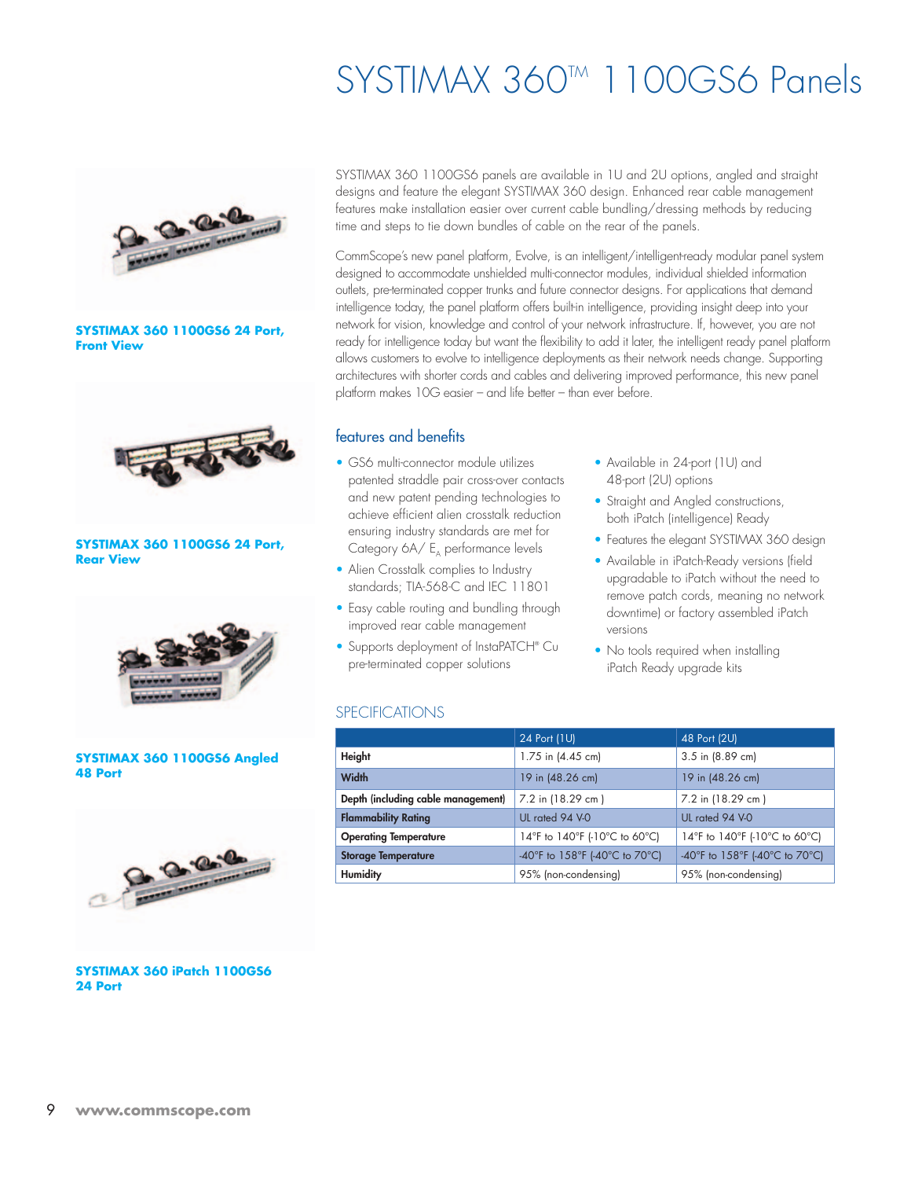# SYSTIMAX 360™ 1100GS6 Panels

**SYSTIMAX 360 1100GS6 24 Port, Front View**

**SYSTIMAX 360 1100GS6 24 Port, Rear View**

**SYSTIMAX 360 1100GS6 Angled 48 Port**

**SYSTIMAX 360 iPatch 1100GS6 24 Port**

SYSTIMAX 360 1100GS6 panels are available in 1U and 2U options, angled and straight designs and feature the elegant SYSTIMAX 360 design. Enhanced rear cable management features make installation easier over current cable bundling/dressing methods by reducing time and steps to tie down bundles of cable on the rear of the panels.

CommScope's new panel platform, Evolve, is an intelligent/intelligent-ready modular panel system designed to accommodate unshielded multi-connector modules, individual shielded information outlets, pre-terminated copper trunks and future connector designs. For applications that demand intelligence today, the panel platform offers built-in intelligence, providing insight deep into your network for vision, knowledge and control of your network infrastructure. If, however, you are not ready for intelligence today but want the flexibility to add it later, the intelligent ready panel platform allows customers to evolve to intelligence deployments as their network needs change. Supporting architectures with shorter cords and cables and delivering improved performance, this new panel platform makes 10G easier – and life better – than ever before.

## features and benefits

- GS6 multi-connector module utilizes patented straddle pair cross-over contacts and new patent pending technologies to achieve efficient alien crosstalk reduction ensuring industry standards are met for Category 6A/ $E_A$ performance levels
- Alien Crosstalk complies to Industry standards; TIA-568-C and IEC 11801
- Easy cable routing and bundling through improved rear cable management
- Supports deployment of InstaPATCH® Cu pre-terminated copper solutions
- Available in 24-port (1U) and 48-port (2U) options
- Straight and Angled constructions, both iPatch (intelligence) Ready
- Features the elegant SYSTIMAX 360 design
- Available in iPatch-Ready versions (field upgradable to iPatch without the need to remove patch cords, meaning no network downtime) or factory assembled iPatch versions
- No tools required when installing iPatch Ready upgrade kits

## SPECIFICATIONS

| | 24 Port (1U) | 48 Port (2U) |
|---|---|---|
| **Height** | 1.75 in (4.45 cm) | 3.5 in (8.89 cm) |
| **Width** | 19 in (48.26 cm) | 19 in (48.26 cm) |
| **Depth (including cable management)** | 7.2 in (18.29 cm ) | 7.2 in (18.29 cm ) |
| **Flammability Rating** | UL rated 94 V-0 | UL rated 94 V-0 |
| **Operating Temperature** | 14°F to 140°F (-10°C to 60°C) | 14°F to 140°F (-10°C to 60°C) |
| **Storage Temperature** | -40°F to 158°F (-40°C to 70°C) | -40°F to 158°F (-40°C to 70°C) |
| **Humidity** | 95% (non-condensing) | 95% (non-condensing) |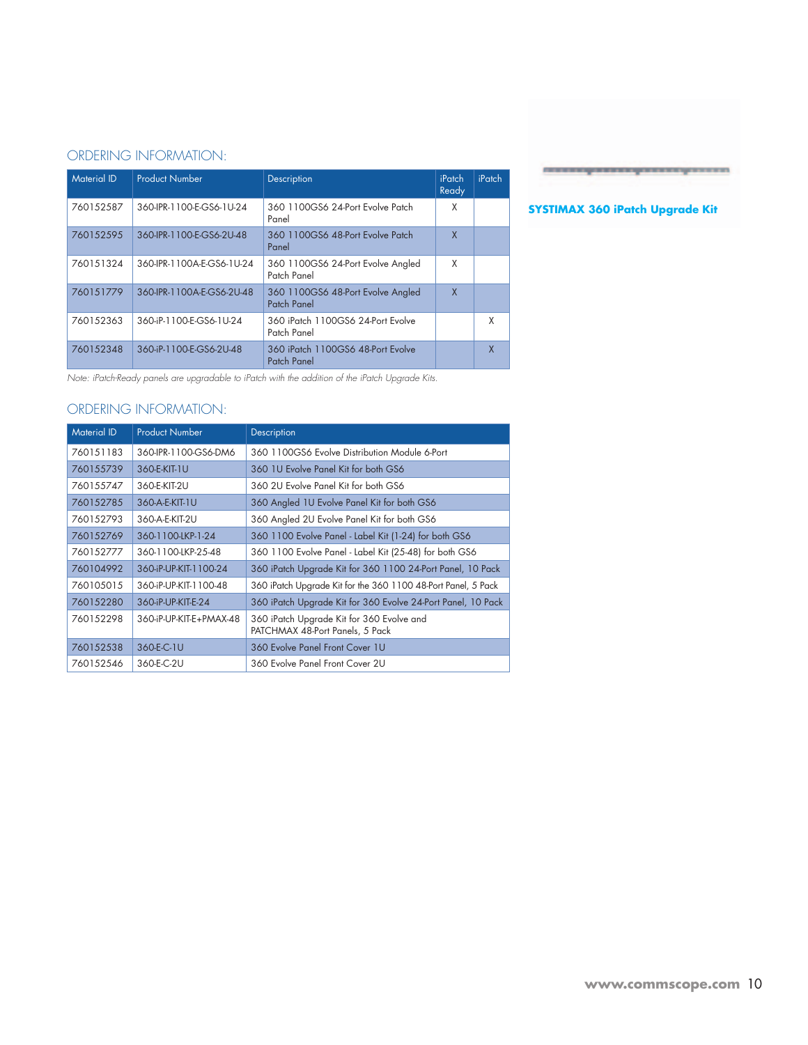## ORDERING INFORMATION:

| Material ID | Product Number | Description | iPatch Ready | iPatch |
|---|---|---|---|---|
| 760152587 | 360-IPR-1100-E-GS6-1U-24 | 360 1100GS6 24-Port Evolve Patch Panel | X | |
| 760152595 | 360-IPR-1100-E-GS6-2U-48 | 360 1100GS6 48-Port Evolve Patch Panel | X | |
| 760151324 | 360-IPR-1100A-E-GS6-1U-24 | 360 1100GS6 24-Port Evolve Angled Patch Panel | X | |
| 760151779 | 360-IPR-1100A-E-GS6-2U-48 | 360 1100GS6 48-Port Evolve Angled Patch Panel | X | |
| 760152363 | 360-iP-1100-E-GS6-1U-24 | 360 iPatch 1100GS6 24-Port Evolve Patch Panel | | X |
| 760152348 | 360-iP-1100-E-GS6-2U-48 | 360 iPatch 1100GS6 48-Port Evolve Patch Panel | | X |

*Note: iPatch-Ready panels are upgradable to iPatch with the addition of the iPatch Upgrade Kits.*

## ORDERING INFORMATION:

| Material ID | Product Number | Description |
|---|---|---|
| 760151183 | 360-IPR-1100-GS6-DM6 | 360 1100GS6 Evolve Distribution Module 6-Port |
| 760155739 | 360-E-KIT-1U | 360 1U Evolve Panel Kit for both GS6 |
| 760155747 | 360-E-KIT-2U | 360 2U Evolve Panel Kit for both GS6 |
| 760152785 | 360-A-E-KIT-1U | 360 Angled 1U Evolve Panel Kit for both GS6 |
| 760152793 | 360-A-E-KIT-2U | 360 Angled 2U Evolve Panel Kit for both GS6 |
| 760152769 | 360-1100-LKP-1-24 | 360 1100 Evolve Panel - Label Kit (1-24) for both GS6 |
| 760152777 | 360-1100-LKP-25-48 | 360 1100 Evolve Panel - Label Kit (25-48) for both GS6 |
| 760104992 | 360-iP-UP-KIT-1100-24 | 360 iPatch Upgrade Kit for 360 1100 24-Port Panel, 10 Pack |
| 760105015 | 360-iP-UP-KIT-1100-48 | 360 iPatch Upgrade Kit for the 360 1100 48-Port Panel, 5 Pack |
| 760152280 | 360-iP-UP-KIT-E-24 | 360 iPatch Upgrade Kit for 360 Evolve 24-Port Panel, 10 Pack |
| 760152298 | 360-iP-UP-KIT-E+PMAX-48 | 360 iPatch Upgrade Kit for 360 Evolve and PATCHMAX 48-Port Panels, 5 Pack |
| 760152538 | 360-E-C-1U | 360 Evolve Panel Front Cover 1U |
| 760152546 | 360-E-C-2U | 360 Evolve Panel Front Cover 2U |

**SYSTIMAX 360 iPatch Upgrade Kit**

www.commscope.com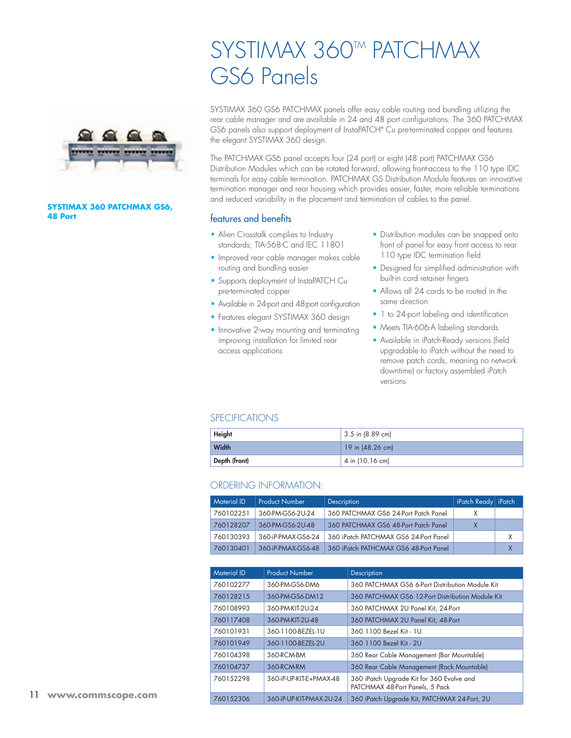# SYSTIMAX 360™ PATCHMAX GS6 Panels

**SYSTIMAX 360 PATCHMAX GS6, 48 Port**

SYSTIMAX 360 GS6 PATCHMAX panels offer easy cable routing and bundling utilizing the rear cable manager and are available in 24 and 48 port configurations. The 360 PATCHMAX GS6 panels also support deployment of InstaPATCH® Cu pre-terminated copper and features the elegant SYSTIMAX 360 design.

The PATCHMAX GS6 panel accepts four (24 port) or eight (48 port) PATCHMAX GS6 Distribution Modules which can be rotated forward, allowing front-access to the 110 type IDC terminals for easy cable termination. PATCHMAX GS Distribution Module features an innovative termination manager and rear housing which provides easier, faster, more reliable terminations and reduced variability in the placement and termination of cables to the panel.

## features and benefits

- Alien Crosstalk complies to Industry standards; TIA-568-C and IEC 11801
- Improved rear cable manager makes cable routing and bundling easier
- Supports deployment of InstaPATCH Cu pre-terminated copper
- Available in 24-port and 48-port configuration
- Features elegant SYSTIMAX 360 design
- Innovative 2-way mounting and terminating improving installation for limited rear access applications
- Distribution modules can be snapped onto front of panel for easy front access to rear 110 type IDC termination field
- Designed for simplified administration with built-in cord retainer fingers
- Allows all 24 cords to be routed in the same direction
- 1 to 24-port labeling and identification
- Meets TIA-606-A labeling standards
- Available in iPatch-Ready versions (field upgradable to iPatch without the need to remove patch cords, meaning no network downtime) or factory assembled iPatch versions

## SPECIFICATIONS

| | |
|---|---|
| **Height** | 3.5 in (8.89 cm) |
| **Width** | 19 in (48.26 cm) |
| **Depth (front)** | 4 in (10.16 cm) |

## ORDERING INFORMATION:

| Material ID | Product Number | Description | iPatch Ready | iPatch |
|---|---|---|---|---|
| 760102251 | 360-PM-GS6-2U-24 | 360 PATCHMAX GS6 24-Port Patch Panel | X | |
| 760128207 | 360-PM-GS6-2U-48 | 360 PATCHMAX GS6 48-Port Patch Panel | X | |
| 760130393 | 360-iP-PMAX-GS6-24 | 360 iPatch PATCHMAX GS6 24-Port Panel | | X |
| 760130401 | 360-iP-PMAX-GS6-48 | 360 iPatch PATHCMAX GS6 48-Port Panel | | X |

| Material ID | Product Number | Description |
|---|---|---|
| 760102277 | 360-PM-GS6-DM6 | 360 PATCHMAX GS6 6-Port Distribution Module Kit |
| 760128215 | 360-PM-GS6-DM12 | 360 PATCHMAX GS6 12-Port Distribution Module Kit |
| 760108993 | 360-PM-KIT-2U-24 | 360 PATCHMAX 2U Panel Kit, 24-Port |
| 760117408 | 360-PM-KIT-2U-48 | 360 PATCHMAX 2U Panel Kit, 48-Port |
| 760101931 | 360-1100-BEZEL-1U | 360 1100 Bezel Kit - 1U |
| 760101949 | 360-1100-BEZEL-2U | 360 1100 Bezel Kit - 2U |
| 760104398 | 360-RCM-BM | 360 Rear Cable Management (Bar Mountable) |
| 760104737 | 360-RCM-RM | 360 Rear Cable Management (Rack Mountable) |
| 760152298 | 360-iP-UP-KIT-E+PMAX-48 | 360 iPatch Upgrade Kit for 360 Evolve and PATCHMAX 48-Port Panels, 5 Pack |
| 760152306 | 360-iP-UP-KIT-PMAX-2U-24 | 360 iPatch Upgrade Kit, PATCHMAX 24-Port, 2U |

www.commscope.com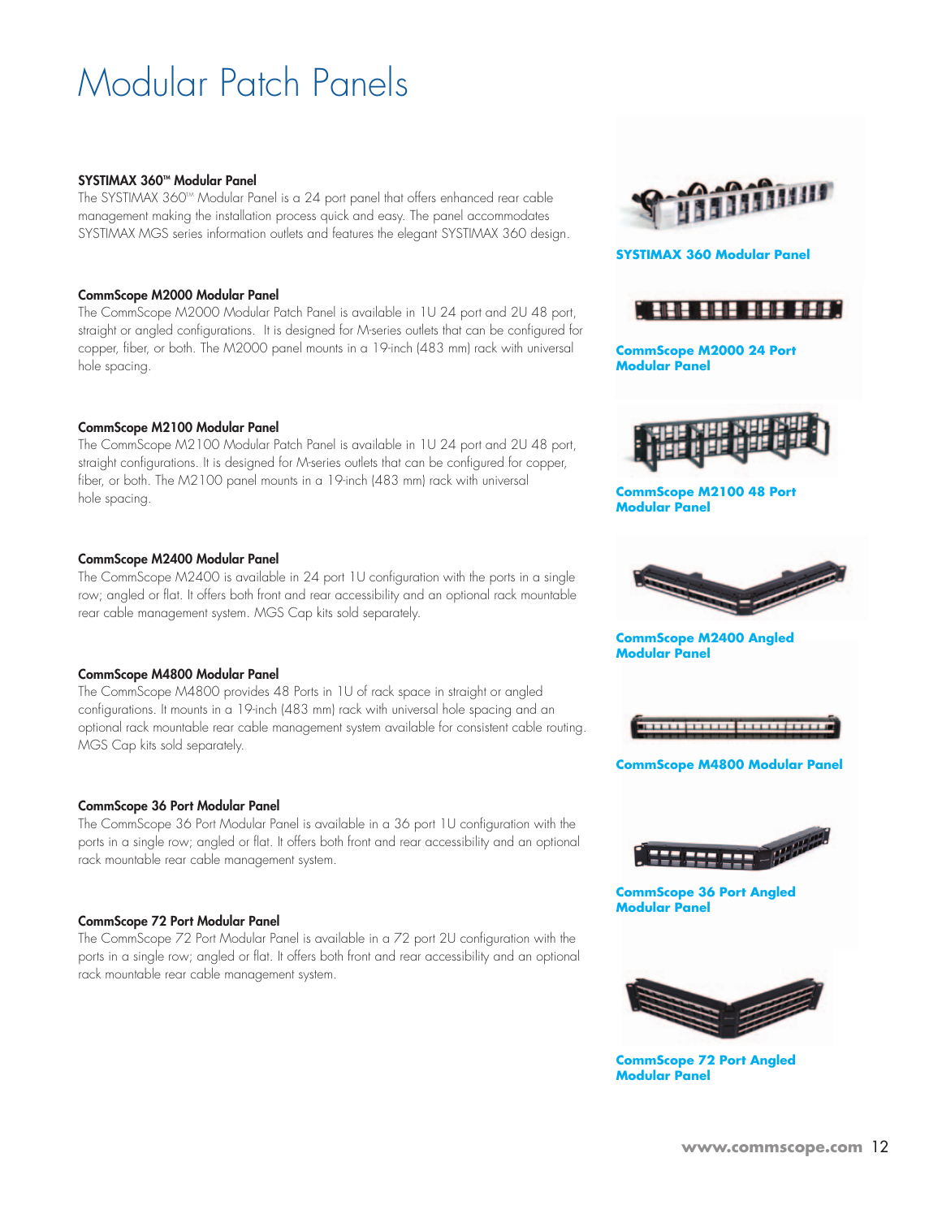# Modular Patch Panels

### SYSTIMAX 360™ Modular Panel

The SYSTIMAX 360™ Modular Panel is a 24 port panel that offers enhanced rear cable management making the installation process quick and easy. The panel accommodates SYSTIMAX MGS series information outlets and features the elegant SYSTIMAX 360 design.

### CommScope M2000 Modular Panel

The CommScope M2000 Modular Patch Panel is available in 1U 24 port and 2U 48 port, straight or angled configurations. It is designed for M-series outlets that can be configured for copper, fiber, or both. The M2000 panel mounts in a 19-inch (483 mm) rack with universal hole spacing.

### CommScope M2100 Modular Panel

The CommScope M2100 Modular Patch Panel is available in 1U 24 port and 2U 48 port, straight configurations. It is designed for M-series outlets that can be configured for copper, fiber, or both. The M2100 panel mounts in a 19-inch (483 mm) rack with universal hole spacing.

### CommScope M2400 Modular Panel

The CommScope M2400 is available in 24 port 1U configuration with the ports in a single row; angled or flat. It offers both front and rear accessibility and an optional rack mountable rear cable management system. MGS Cap kits sold separately.

### CommScope M4800 Modular Panel

The CommScope M4800 provides 48 Ports in 1U of rack space in straight or angled configurations. It mounts in a 19-inch (483 mm) rack with universal hole spacing and an optional rack mountable rear cable management system available for consistent cable routing. MGS Cap kits sold separately.

### CommScope 36 Port Modular Panel

The CommScope 36 Port Modular Panel is available in a 36 port 1U configuration with the ports in a single row; angled or flat. It offers both front and rear accessibility and an optional rack mountable rear cable management system.

### CommScope 72 Port Modular Panel

The CommScope 72 Port Modular Panel is available in a 72 port 2U configuration with the ports in a single row; angled or flat. It offers both front and rear accessibility and an optional rack mountable rear cable management system.

**SYSTIMAX 360 Modular Panel**

**CommScope M2000 24 Port Modular Panel**

**CommScope M2100 48 Port Modular Panel**

**CommScope M2400 Angled Modular Panel**

**CommScope M4800 Modular Panel**

**CommScope 36 Port Angled Modular Panel**

**CommScope 72 Port Angled Modular Panel**

www.commscope.com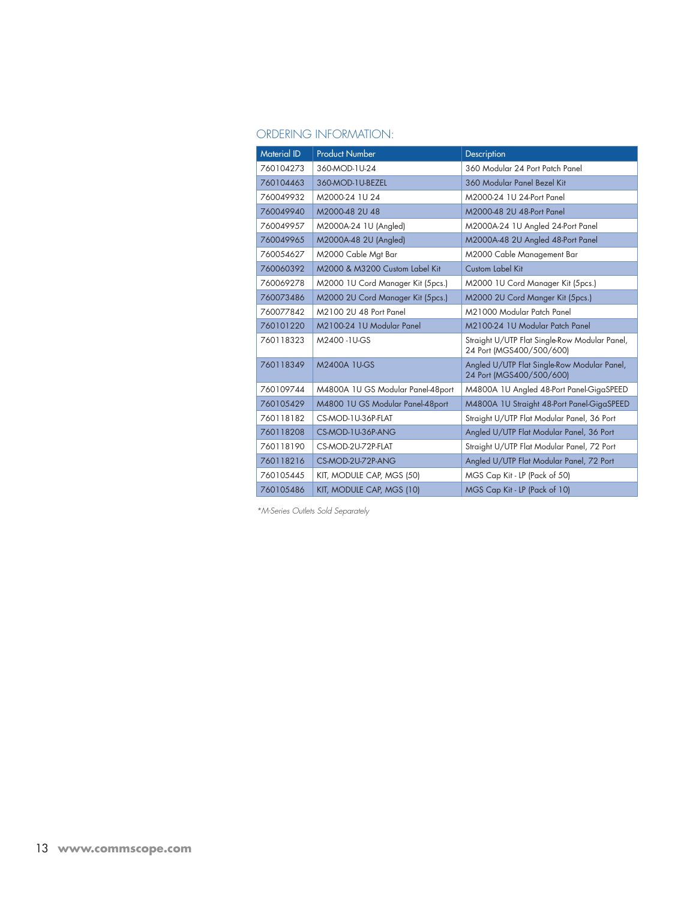## ORDERING INFORMATION:

| Material ID | Product Number | Description |
|---|---|---|
| 760104273 | 360-MOD-1U-24 | 360 Modular 24 Port Patch Panel |
| 760104463 | 360-MOD-1U-BEZEL | 360 Modular Panel Bezel Kit |
| 760049932 | M2000-24 1U 24 | M2000-24 1U 24-Port Panel |
| 760049940 | M2000-48 2U 48 | M2000-48 2U 48-Port Panel |
| 760049957 | M2000A-24 1U (Angled) | M2000A-24 1U Angled 24-Port Panel |
| 760049965 | M2000A-48 2U (Angled) | M2000A-48 2U Angled 48-Port Panel |
| 760054627 | M2000 Cable Mgt Bar | M2000 Cable Management Bar |
| 760060392 | M2000 & M3200 Custom Label Kit | Custom Label Kit |
| 760069278 | M2000 1U Cord Manager Kit (5pcs.) | M2000 1U Cord Manager Kit (5pcs.) |
| 760073486 | M2000 2U Cord Manager Kit (5pcs.) | M2000 2U Cord Manger Kit (5pcs.) |
| 760077842 | M2100 2U 48 Port Panel | M21000 Modular Patch Panel |
| 760101220 | M2100-24 1U Modular Panel | M2100-24 1U Modular Patch Panel |
| 760118323 | M2400 -1U-GS | Straight U/UTP Flat Single-Row Modular Panel, 24 Port (MGS400/500/600) |
| 760118349 | M2400A 1U-GS | Angled U/UTP Flat Single-Row Modular Panel, 24 Port (MGS400/500/600) |
| 760109744 | M4800A 1U GS Modular Panel-48port | M4800A 1U Angled 48-Port Panel-GigaSPEED |
| 760105429 | M4800 1U GS Modular Panel-48port | M4800A 1U Straight 48-Port Panel-GigaSPEED |
| 760118182 | CS-MOD-1U-36P-FLAT | Straight U/UTP Flat Modular Panel, 36 Port |
| 760118208 | CS-MOD-1U-36P-ANG | Angled U/UTP Flat Modular Panel, 36 Port |
| 760118190 | CS-MOD-2U-72P-FLAT | Straight U/UTP Flat Modular Panel, 72 Port |
| 760118216 | CS-MOD-2U-72P-ANG | Angled U/UTP Flat Modular Panel, 72 Port |
| 760105445 | KIT, MODULE CAP, MGS (50) | MGS Cap Kit - LP (Pack of 50) |
| 760105486 | KIT, MODULE CAP, MGS (10) | MGS Cap Kit - LP (Pack of 10) |

*\*M-Series Outlets Sold Separately*

**www.commscope.com**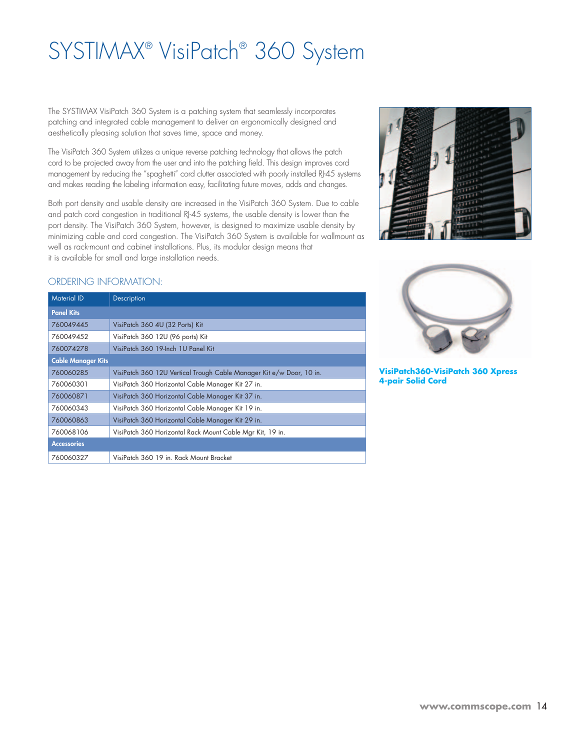# SYSTIMAX® VisiPatch® 360 System

The SYSTIMAX VisiPatch 360 System is a patching system that seamlessly incorporates patching and integrated cable management to deliver an ergonomically designed and aesthetically pleasing solution that saves time, space and money.

The VisiPatch 360 System utilizes a unique reverse patching technology that allows the patch cord to be projected away from the user and into the patching field. This design improves cord management by reducing the "spaghetti" cord clutter associated with poorly installed RJ-45 systems and makes reading the labeling information easy, facilitating future moves, adds and changes.

Both port density and usable density are increased in the VisiPatch 360 System. Due to cable and patch cord congestion in traditional RJ-45 systems, the usable density is lower than the port density. The VisiPatch 360 System, however, is designed to maximize usable density by minimizing cable and cord congestion. The VisiPatch 360 System is available for wallmount as well as rack-mount and cabinet installations. Plus, its modular design means that it is available for small and large installation needs.

## ORDERING INFORMATION:

| Material ID | Description |
|---|---|
| **Panel Kits** | |
| 760049445 | VisiPatch 360 4U (32 Ports) Kit |
| 760049452 | VisiPatch 360 12U (96 ports) Kit |
| 760074278 | VisiPatch 360 19-Inch 1U Panel Kit |
| **Cable Manager Kits** | |
| 760060285 | VisiPatch 360 12U Vertical Trough Cable Manager Kit e/w Door, 10 in. |
| 760060301 | VisiPatch 360 Horizontal Cable Manager Kit 27 in. |
| 760060871 | VisiPatch 360 Horizontal Cable Manager Kit 37 in. |
| 760060343 | VisiPatch 360 Horizontal Cable Manager Kit 19 in. |
| 760060863 | VisiPatch 360 Horizontal Cable Manager Kit 29 in. |
| 760068106 | VisiPatch 360 Horizontal Rack Mount Cable Mgr Kit, 19 in. |
| **Accessories** | |
| 760060327 | VisiPatch 360 19 in. Rack Mount Bracket |

**VisiPatch360-VisiPatch 360 Xpress 4-pair Solid Cord**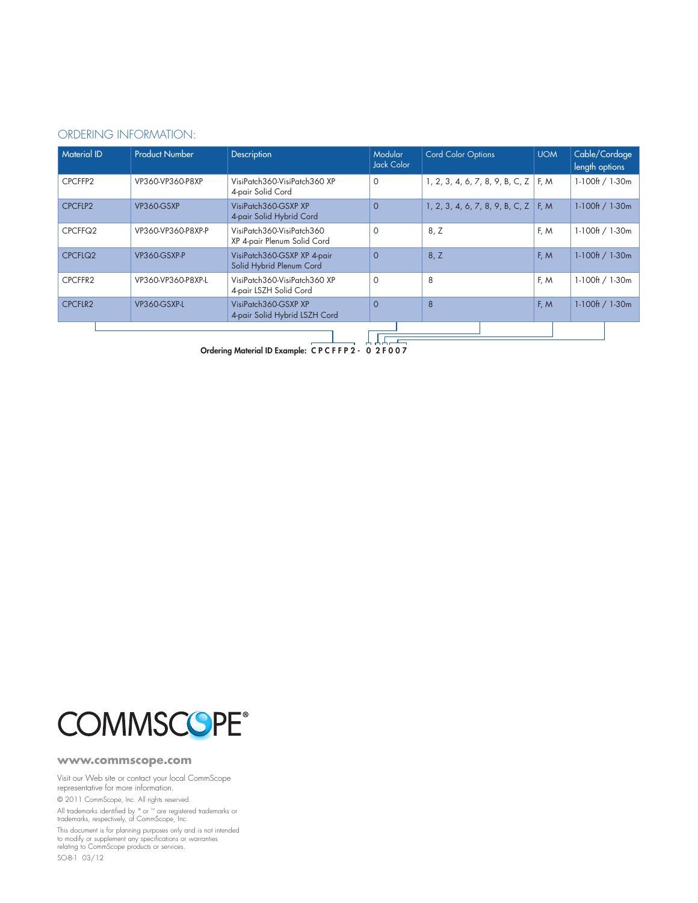## ORDERING INFORMATION:

| Material ID | Product Number | Description | Modular Jack Color | Cord Color Options | UOM | Cable/Cordage length options |
|---|---|---|---|---|---|---|
| CPCFFP2 | VP360-VP360-P8XP | VisiPatch360-VisiPatch360 XP 4-pair Solid Cord | 0 | 1, 2, 3, 4, 6, 7, 8, 9, B, C, Z | F, M | 1-100ft / 1-30m |
| CPCFLP2 | VP360-GSXP | VisiPatch360-GSXP XP 4-pair Solid Hybrid Cord | 0 | 1, 2, 3, 4, 6, 7, 8, 9, B, C, Z | F, M | 1-100ft / 1-30m |
| CPCFFQ2 | VP360-VP360-P8XP-P | VisiPatch360-VisiPatch360 XP 4-pair Plenum Solid Cord | 0 | 8, Z | F, M | 1-100ft / 1-30m |
| CPCFLQ2 | VP360-GSXP-P | VisiPatch360-GSXP XP 4-pair Solid Hybrid Plenum Cord | 0 | 8, Z | F, M | 1-100ft / 1-30m |
| CPCFFR2 | VP360-VP360-P8XP-L | VisiPatch360-VisiPatch360 XP 4-pair LSZH Solid Cord | 0 | 8 | F, M | 1-100ft / 1-30m |
| CPCFLR2 | VP360-GSXP-L | VisiPatch360-GSXP XP 4-pair Solid Hybrid LSZH Cord | 0 | 8 | F, M | 1-100ft / 1-30m |

**Ordering Material ID Example: CPCFFP2- 0 2 F 0 0 7**

COMMSCOPE®

**www.commscope.com**

Visit our Web site or contact your local CommScope representative for more information.

© 2011 CommScope, Inc. All rights reserved.

All trademarks identified by ® or ™ are registered trademarks or trademarks, respectively, of CommScope, Inc.

This document is for planning purposes only and is not intended to modify or supplement any specifications or warranties relating to CommScope products or services.

SO-B-1 03/12